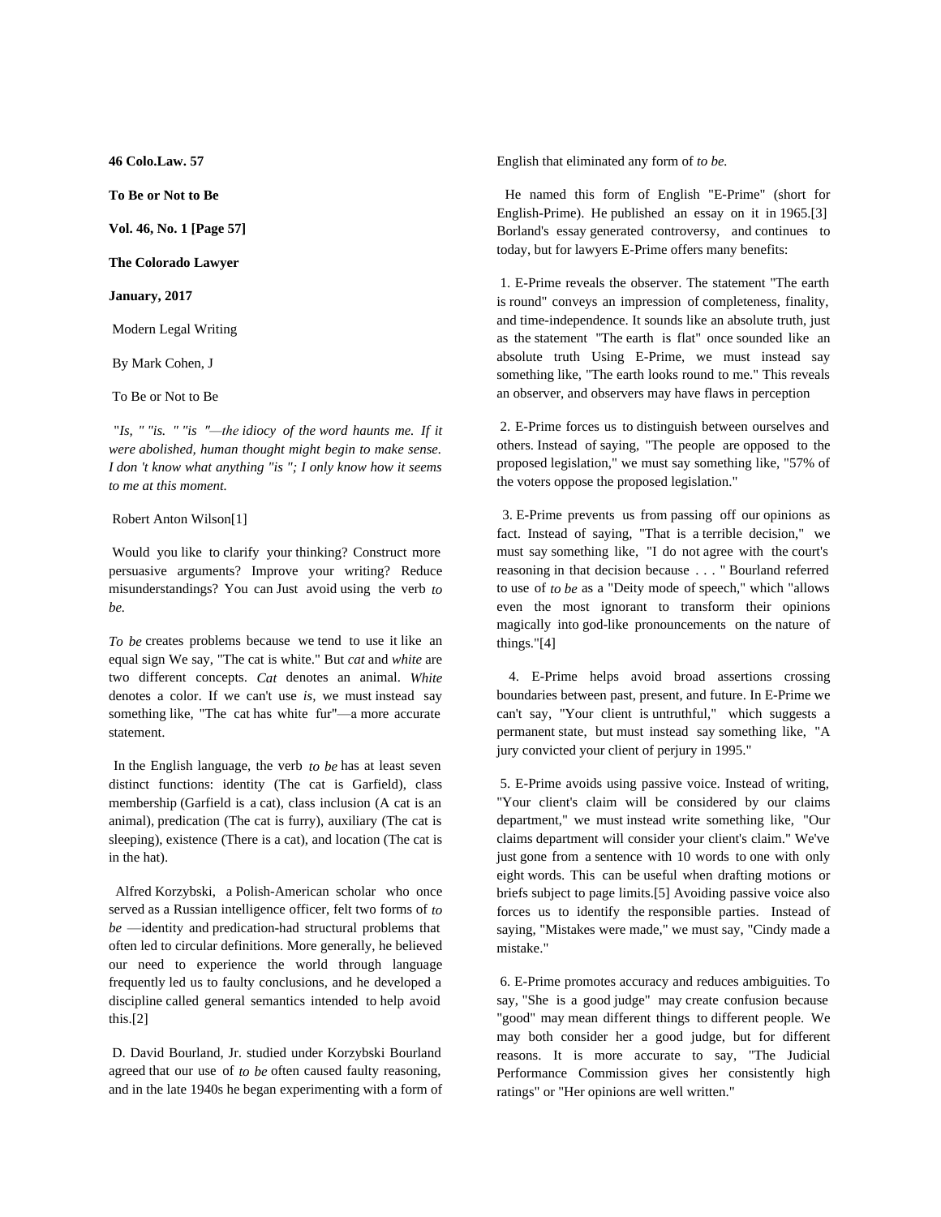**46 Colo.Law. 57**

**To Be or Not to Be**

**Vol. 46, No. 1 [Page 57]**

**The Colorado Lawyer**

**January, 2017**

Modern Legal Writing

By Mark Cohen, J

To Be or Not to Be

*"Is, " "is. " "is "—the idiocy of the word haunts me. If it were abolished, human thought might begin to make sense. I don 't know what anything "is "; I only know how it seems to me at this moment.*

Robert Anton Wilson[1]

Would you like to clarify your thinking? Construct more persuasive arguments? Improve your writing? Reduce misunderstandings? You can Just avoid using the verb *to be.*

*To be* creates problems because we tend to use it like an equal sign We say, "The cat is white." But *cat* and *white* are two different concepts. *Cat* denotes an animal. *White* denotes a color. If we can't use *is,* we must instead say something like, "The cat has white fur"—a more accurate statement.

In the English language, the verb *to be* has at least seven distinct functions: identity (The cat is Garfield), class membership (Garfield is a cat), class inclusion (A cat is an animal), predication (The cat is furry), auxiliary (The cat is sleeping), existence (There is a cat), and location (The cat is in the hat).

Alfred Korzybski, a Polish-American scholar who once served as a Russian intelligence officer, felt two forms of *to be* —identity and predication-had structural problems that often led to circular definitions. More generally, he believed our need to experience the world through language frequently led us to faulty conclusions, and he developed a discipline called general semantics intended to help avoid this.[2]

D. David Bourland, Jr. studied under Korzybski Bourland agreed that our use of *to be* often caused faulty reasoning, and in the late 1940s he began experimenting with a form of English that eliminated any form of *to be.*

He named this form of English "E-Prime" (short for English-Prime). He published an essay on it in 1965.[3] Borland's essay generated controversy, and continues to today, but for lawyers E-Prime offers many benefits:

1. E-Prime reveals the observer. The statement "The earth is round" conveys an impression of completeness, finality, and time-independence. It sounds like an absolute truth, just as the statement "The earth is flat" once sounded like an absolute truth Using E-Prime, we must instead say something like, "The earth looks round to me." This reveals an observer, and observers may have flaws in perception

2. E-Prime forces us to distinguish between ourselves and others. Instead of saying, "The people are opposed to the proposed legislation," we must say something like, "57% of the voters oppose the proposed legislation."

3. E-Prime prevents us from passing off our opinions as fact. Instead of saying, "That is a terrible decision," we must say something like, "I do not agree with the court's reasoning in that decision because . . . " Bourland referred to use of *to be* as a "Deity mode of speech," which "allows even the most ignorant to transform their opinions magically into god-like pronouncements on the nature of things."[4]

4. E-Prime helps avoid broad assertions crossing boundaries between past, present, and future. In E-Prime we can't say, "Your client is untruthful," which suggests a permanent state, but must instead say something like, "A jury convicted your client of perjury in 1995."

5. E-Prime avoids using passive voice. Instead of writing, "Your client's claim will be considered by our claims department," we must instead write something like, "Our claims department will consider your client's claim." We've just gone from a sentence with 10 words to one with only eight words. This can be useful when drafting motions or briefs subject to page limits.[5] Avoiding passive voice also forces us to identify the responsible parties. Instead of saying, "Mistakes were made," we must say, "Cindy made a mistake."

6. E-Prime promotes accuracy and reduces ambiguities. To say, "She is a good judge" may create confusion because "good" may mean different things to different people. We may both consider her a good judge, but for different reasons. It is more accurate to say, "The Judicial Performance Commission gives her consistently high ratings" or "Her opinions are well written."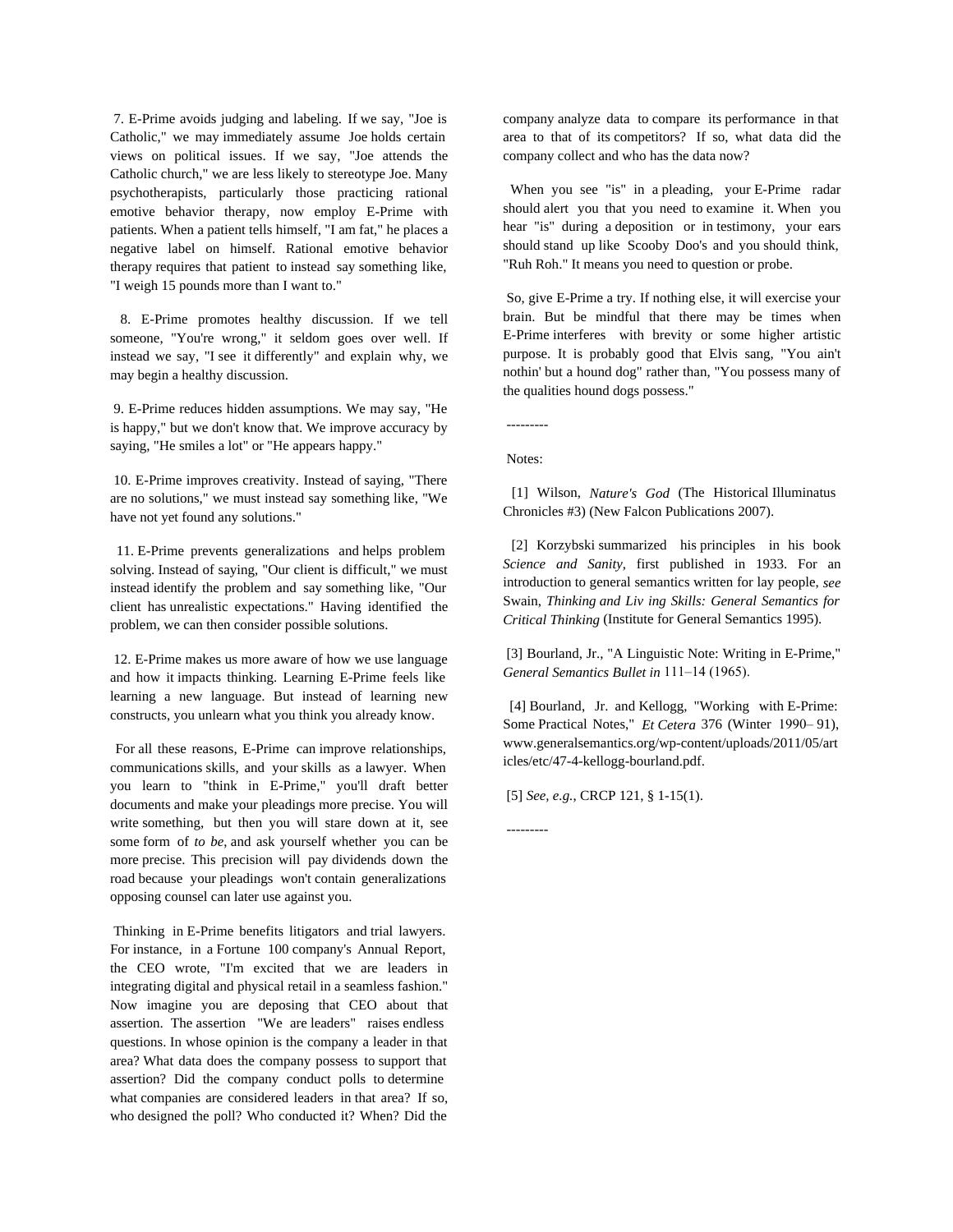7. E-Prime avoids judging and labeling. If we say, "Joe is Catholic," we may immediately assume Joe holds certain views on political issues. If we say, "Joe attends the Catholic church," we are less likely to stereotype Joe. Many psychotherapists, particularly those practicing rational emotive behavior therapy, now employ E-Prime with patients. When a patient tells himself, "I am fat," he places a negative label on himself. Rational emotive behavior therapy requires that patient to instead say something like, "I weigh 15 pounds more than I want to."

8. E-Prime promotes healthy discussion. If we tell someone, "You're wrong," it seldom goes over well. If instead we say, "I see it differently" and explain why, we may begin a healthy discussion.

9. E-Prime reduces hidden assumptions. We may say, "He is happy," but we don't know that. We improve accuracy by saying, "He smiles a lot" or "He appears happy."

10. E-Prime improves creativity. Instead of saying, "There are no solutions," we must instead say something like, "We have not yet found any solutions."

11. E-Prime prevents generalizations and helps problem solving. Instead of saying, "Our client is difficult," we must instead identify the problem and say something like, "Our client has unrealistic expectations." Having identified the problem, we can then consider possible solutions.

12. E-Prime makes us more aware of how we use language and how it impacts thinking. Learning E-Prime feels like learning a new language. But instead of learning new constructs, you unlearn what you think you already know.

For all these reasons, E-Prime can improve relationships, communications skills, and your skills as a lawyer. When you learn to "think in E-Prime," you'll draft better documents and make your pleadings more precise. You will write something, but then you will stare down at it, see some form of *to be*, and ask yourself whether you can be more precise. This precision will pay dividends down the road because your pleadings won't contain generalizations opposing counsel can later use against you.

Thinking in E-Prime benefits litigators and trial lawyers. For instance, in a Fortune 100 company's Annual Report, the CEO wrote, "I'm excited that we are leaders in integrating digital and physical retail in a seamless fashion." Now imagine you are deposing that CEO about that assertion. The assertion "We are leaders" raises endless questions. In whose opinion is the company a leader in that area? What data does the company possess to support that assertion? Did the company conduct polls to determine what companies are considered leaders in that area? If so, who designed the poll? Who conducted it? When? Did the company analyze data to compare its performance in that area to that of its competitors? If so, what data did the company collect and who has the data now?

When you see "is" in a pleading, your E-Prime radar should alert you that you need to examine it. When you hear "is" during a deposition or in testimony, your ears should stand up like Scooby Doo's and you should think, "Ruh Roh." It means you need to question or probe.

So, give E-Prime a try. If nothing else, it will exercise your brain. But be mindful that there may be times when E-Prime interferes with brevity or some higher artistic purpose. It is probably good that Elvis sang, "You ain't nothin' but a hound dog" rather than, "You possess many of the qualities hound dogs possess."

---------

Notes:

[1] Wilson, *Nature's God* (The Historical Illuminatus Chronicles #3) (New Falcon Publications 2007).

[2] Korzybski summarized his principles in his book *Science and Sanity*, first published in 1933. For an introduction to general semantics written for lay people, *see* Swain, *Thinking and Liv ing Skills: General Semantics for Critical Thinking* (Institute for General Semantics 1995).

[3] Bourland, Jr., "A Linguistic Note: Writing in E-Prime," *General Semantics Bullet in* 111–14 (1965).

[4] Bourland, Jr. and Kellogg, "Working with E-Prime: Some Practical Notes," *Et Cetera* 376 (Winter 1990–91), www.generalsemantics.org/wp-content/uploads/2011/05/articles/etc/47-4-kellogg-bourland.pdf.

[5] *See, e.g.*, CRCP 121, § 1-15(1).

---------